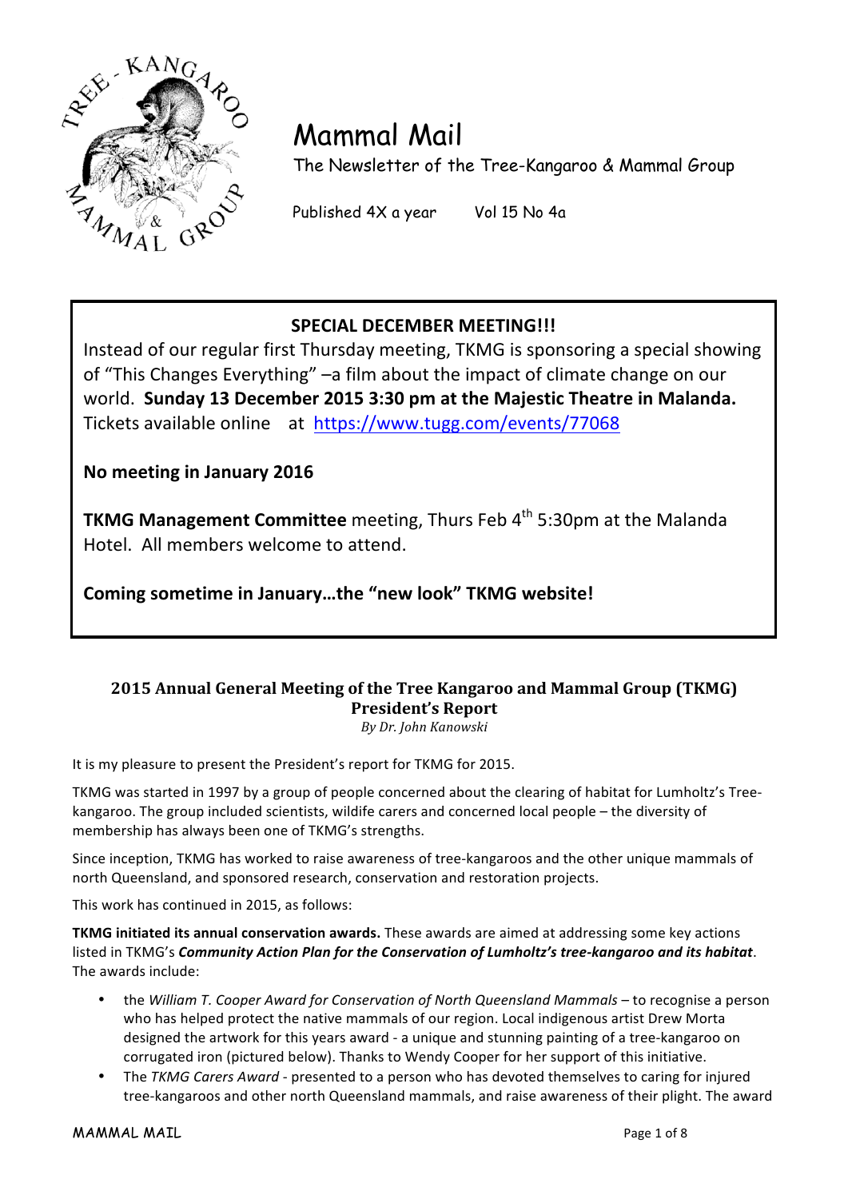# Mammal Mail

The Newsletter of the Tree-Kangaroo & Mammal Group

Published 4X a year Vol 15 No 4a

**SPECIAL DECEMBER MEETING!!!**

Instead of our regular first Thursday meeting, TKMG is sponsoring a special showing of "This Changes Everything" –a film about the impact of climate change on our world. **Sunday 13 December 2015 3:30 pm at the Majestic Theatre in Malanda.** Tickets available online at https://www.tugg.com/events/77068

**No meeting in January 2016**

**TKMG Management Committee** meeting, Thurs Feb 4th 5:30pm at the Malanda Hotel. All members welcome to attend.

**Coming sometime in January…the "new look" TKMG website!**

## 2015 Annual General Meeting of the Tree Kangaroo and Mammal Group (TKMG) President's Report

*By Dr. John Kanowski*

It is my pleasure to present the President's report for TKMG for 2015.

TKMG was started in 1997 by a group of people concerned about the clearing of habitat for Lumholtz's Tree-kangaroo. The group included scientists, wildife carers and concerned local people – the diversity of membership has always been one of TKMG's strengths.

Since inception, TKMG has worked to raise awareness of tree-kangaroos and the other unique mammals of north Queensland, and sponsored research, conservation and restoration projects.

This work has continued in 2015, as follows:

**TKMG initiated its annual conservation awards.** These awards are aimed at addressing some key actions listed in TKMG's ***Community Action Plan for the Conservation of Lumholtz's tree-kangaroo and its habitat***. The awards include:

- the *William T. Cooper Award for Conservation of North Queensland Mammals* – to recognise a person who has helped protect the native mammals of our region. Local indigenous artist Drew Morta designed the artwork for this years award - a unique and stunning painting of a tree-kangaroo on corrugated iron (pictured below). Thanks to Wendy Cooper for her support of this initiative.
- The *TKMG Carers Award* - presented to a person who has devoted themselves to caring for injured tree-kangaroos and other north Queensland mammals, and raise awareness of their plight. The award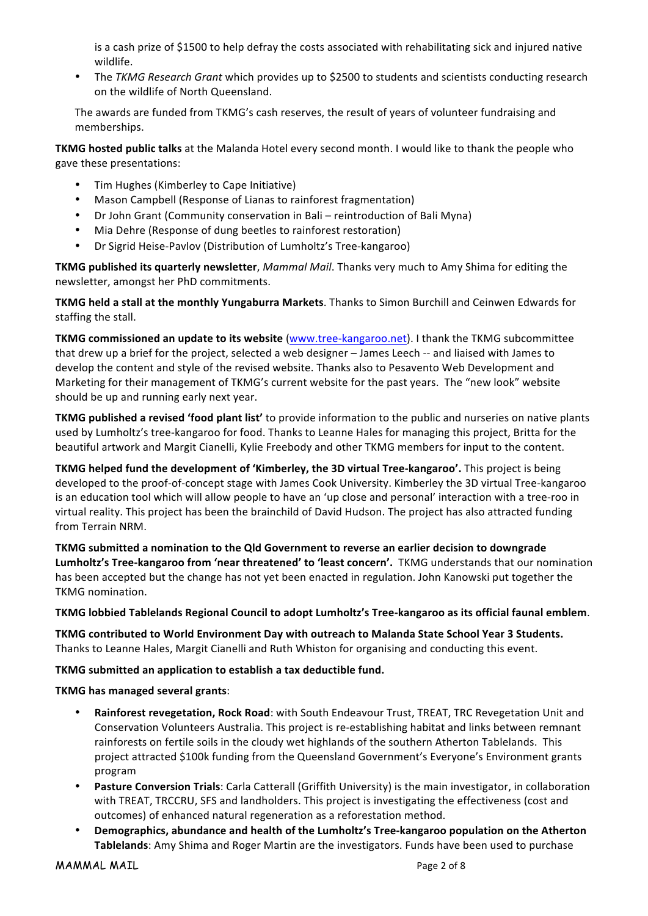is a cash prize of $1500 to help defray the costs associated with rehabilitating sick and injured native wildlife.

- The *TKMG Research Grant* which provides up to $2500 to students and scientists conducting research on the wildlife of North Queensland.

The awards are funded from TKMG's cash reserves, the result of years of volunteer fundraising and memberships.

**TKMG hosted public talks** at the Malanda Hotel every second month. I would like to thank the people who gave these presentations:

- Tim Hughes (Kimberley to Cape Initiative)
- Mason Campbell (Response of Lianas to rainforest fragmentation)
- Dr John Grant (Community conservation in Bali – reintroduction of Bali Myna)
- Mia Dehre (Response of dung beetles to rainforest restoration)
- Dr Sigrid Heise-Pavlov (Distribution of Lumholtz's Tree-kangaroo)

**TKMG published its quarterly newsletter**, *Mammal Mail*. Thanks very much to Amy Shima for editing the newsletter, amongst her PhD commitments.

**TKMG held a stall at the monthly Yungaburra Markets**. Thanks to Simon Burchill and Ceinwen Edwards for staffing the stall.

**TKMG commissioned an update to its website** (www.tree-kangaroo.net). I thank the TKMG subcommittee that drew up a brief for the project, selected a web designer – James Leech -- and liaised with James to develop the content and style of the revised website. Thanks also to Pesavento Web Development and Marketing for their management of TKMG's current website for the past years. The "new look" website should be up and running early next year.

**TKMG published a revised 'food plant list'** to provide information to the public and nurseries on native plants used by Lumholtz's tree-kangaroo for food. Thanks to Leanne Hales for managing this project, Britta for the beautiful artwork and Margit Cianelli, Kylie Freebody and other TKMG members for input to the content.

**TKMG helped fund the development of 'Kimberley, the 3D virtual Tree-kangaroo'.** This project is being developed to the proof-of-concept stage with James Cook University. Kimberley the 3D virtual Tree-kangaroo is an education tool which will allow people to have an 'up close and personal' interaction with a tree-roo in virtual reality. This project has been the brainchild of David Hudson. The project has also attracted funding from Terrain NRM.

**TKMG submitted a nomination to the Qld Government to reverse an earlier decision to downgrade Lumholtz's Tree-kangaroo from 'near threatened' to 'least concern'.** TKMG understands that our nomination has been accepted but the change has not yet been enacted in regulation. John Kanowski put together the TKMG nomination.

**TKMG lobbied Tablelands Regional Council to adopt Lumholtz's Tree-kangaroo as its official faunal emblem**.

**TKMG contributed to World Environment Day with outreach to Malanda State School Year 3 Students.** Thanks to Leanne Hales, Margit Cianelli and Ruth Whiston for organising and conducting this event.

**TKMG submitted an application to establish a tax deductible fund.**

**TKMG has managed several grants**:

- **Rainforest revegetation, Rock Road**: with South Endeavour Trust, TREAT, TRC Revegetation Unit and Conservation Volunteers Australia. This project is re-establishing habitat and links between remnant rainforests on fertile soils in the cloudy wet highlands of the southern Atherton Tablelands. This project attracted $100k funding from the Queensland Government's Everyone's Environment grants program
- **Pasture Conversion Trials**: Carla Catterall (Griffith University) is the main investigator, in collaboration with TREAT, TRCCRU, SFS and landholders. This project is investigating the effectiveness (cost and outcomes) of enhanced natural regeneration as a reforestation method.
- **Demographics, abundance and health of the Lumholtz's Tree-kangaroo population on the Atherton Tablelands**: Amy Shima and Roger Martin are the investigators. Funds have been used to purchase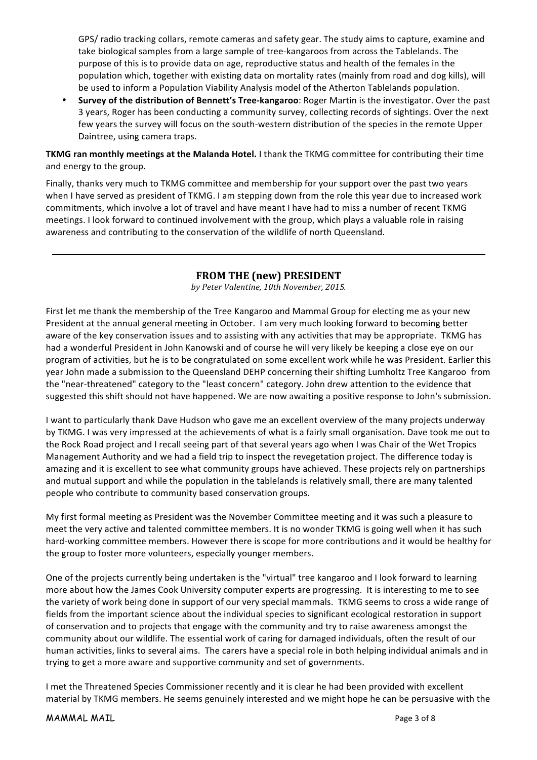GPS/ radio tracking collars, remote cameras and safety gear. The study aims to capture, examine and take biological samples from a large sample of tree-kangaroos from across the Tablelands. The purpose of this is to provide data on age, reproductive status and health of the females in the population which, together with existing data on mortality rates (mainly from road and dog kills), will be used to inform a Population Viability Analysis model of the Atherton Tablelands population.

- **Survey of the distribution of Bennett's Tree-kangaroo**: Roger Martin is the investigator. Over the past 3 years, Roger has been conducting a community survey, collecting records of sightings. Over the next few years the survey will focus on the south-western distribution of the species in the remote Upper Daintree, using camera traps.

**TKMG ran monthly meetings at the Malanda Hotel.** I thank the TKMG committee for contributing their time and energy to the group.

Finally, thanks very much to TKMG committee and membership for your support over the past two years when I have served as president of TKMG. I am stepping down from the role this year due to increased work commitments, which involve a lot of travel and have meant I have had to miss a number of recent TKMG meetings. I look forward to continued involvement with the group, which plays a valuable role in raising awareness and contributing to the conservation of the wildlife of north Queensland.

---

## FROM THE (new) PRESIDENT

*by Peter Valentine, 10th November, 2015.*

First let me thank the membership of the Tree Kangaroo and Mammal Group for electing me as your new President at the annual general meeting in October. I am very much looking forward to becoming better aware of the key conservation issues and to assisting with any activities that may be appropriate. TKMG has had a wonderful President in John Kanowski and of course he will very likely be keeping a close eye on our program of activities, but he is to be congratulated on some excellent work while he was President. Earlier this year John made a submission to the Queensland DEHP concerning their shifting Lumholtz Tree Kangaroo from the "near-threatened" category to the "least concern" category. John drew attention to the evidence that suggested this shift should not have happened. We are now awaiting a positive response to John's submission.

I want to particularly thank Dave Hudson who gave me an excellent overview of the many projects underway by TKMG. I was very impressed at the achievements of what is a fairly small organisation. Dave took me out to the Rock Road project and I recall seeing part of that several years ago when I was Chair of the Wet Tropics Management Authority and we had a field trip to inspect the revegetation project. The difference today is amazing and it is excellent to see what community groups have achieved. These projects rely on partnerships and mutual support and while the population in the tablelands is relatively small, there are many talented people who contribute to community based conservation groups.

My first formal meeting as President was the November Committee meeting and it was such a pleasure to meet the very active and talented committee members. It is no wonder TKMG is going well when it has such hard-working committee members. However there is scope for more contributions and it would be healthy for the group to foster more volunteers, especially younger members.

One of the projects currently being undertaken is the "virtual" tree kangaroo and I look forward to learning more about how the James Cook University computer experts are progressing. It is interesting to me to see the variety of work being done in support of our very special mammals. TKMG seems to cross a wide range of fields from the important science about the individual species to significant ecological restoration in support of conservation and to projects that engage with the community and try to raise awareness amongst the community about our wildlife. The essential work of caring for damaged individuals, often the result of our human activities, links to several aims. The carers have a special role in both helping individual animals and in trying to get a more aware and supportive community and set of governments.

I met the Threatened Species Commissioner recently and it is clear he had been provided with excellent material by TKMG members. He seems genuinely interested and we might hope he can be persuasive with the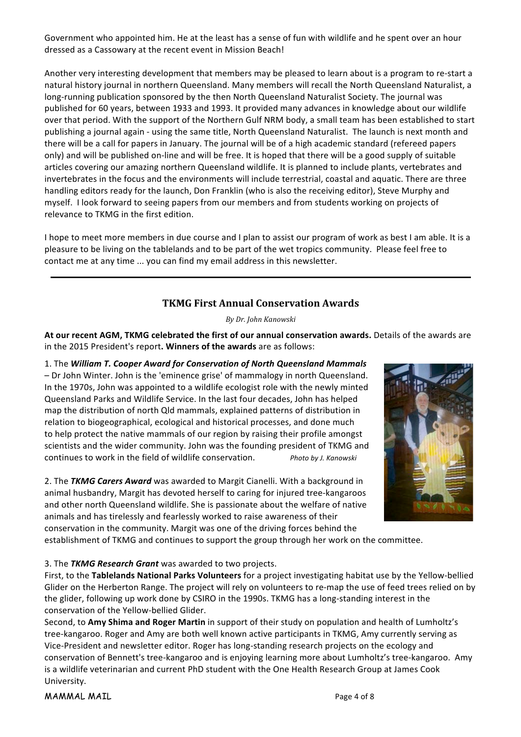Government who appointed him. He at the least has a sense of fun with wildlife and he spent over an hour dressed as a Cassowary at the recent event in Mission Beach!

Another very interesting development that members may be pleased to learn about is a program to re-start a natural history journal in northern Queensland. Many members will recall the North Queensland Naturalist, a long-running publication sponsored by the then North Queensland Naturalist Society. The journal was published for 60 years, between 1933 and 1993. It provided many advances in knowledge about our wildlife over that period. With the support of the Northern Gulf NRM body, a small team has been established to start publishing a journal again - using the same title, North Queensland Naturalist. The launch is next month and there will be a call for papers in January. The journal will be of a high academic standard (refereed papers only) and will be published on-line and will be free. It is hoped that there will be a good supply of suitable articles covering our amazing northern Queensland wildlife. It is planned to include plants, vertebrates and invertebrates in the focus and the environments will include terrestrial, coastal and aquatic. There are three handling editors ready for the launch, Don Franklin (who is also the receiving editor), Steve Murphy and myself. I look forward to seeing papers from our members and from students working on projects of relevance to TKMG in the first edition.

I hope to meet more members in due course and I plan to assist our program of work as best I am able. It is a pleasure to be living on the tablelands and to be part of the wet tropics community. Please feel free to contact me at any time ... you can find my email address in this newsletter.

---

## TKMG First Annual Conservation Awards

*By Dr. John Kanowski*

**At our recent AGM, TKMG celebrated the first of our annual conservation awards.** Details of the awards are in the 2015 President's report. **Winners of the awards** are as follows:

1. The ***William T. Cooper Award for Conservation of North Queensland Mammals*** – Dr John Winter. John is the 'eminence grise' of mammalogy in north Queensland. In the 1970s, John was appointed to a wildlife ecologist role with the newly minted Queensland Parks and Wildlife Service. In the last four decades, John has helped map the distribution of north Qld mammals, explained patterns of distribution in relation to biogeographical, ecological and historical processes, and done much to help protect the native mammals of our region by raising their profile amongst scientists and the wider community. John was the founding president of TKMG and continues to work in the field of wildlife conservation. *Photo by J. Kanowski*

2. The ***TKMG Carers Award*** was awarded to Margit Cianelli. With a background in animal husbandry, Margit has devoted herself to caring for injured tree-kangaroos and other north Queensland wildlife. She is passionate about the welfare of native animals and has tirelessly and fearlessly worked to raise awareness of their conservation in the community. Margit was one of the driving forces behind the establishment of TKMG and continues to support the group through her work on the committee.

3. The ***TKMG Research Grant*** was awarded to two projects.
First, to the **Tablelands National Parks Volunteers** for a project investigating habitat use by the Yellow-bellied Glider on the Herberton Range. The project will rely on volunteers to re-map the use of feed trees relied on by the glider, following up work done by CSIRO in the 1990s. TKMG has a long-standing interest in the conservation of the Yellow-bellied Glider.
Second, to **Amy Shima and Roger Martin** in support of their study on population and health of Lumholtz's tree-kangaroo. Roger and Amy are both well known active participants in TKMG, Amy currently serving as Vice-President and newsletter editor. Roger has long-standing research projects on the ecology and conservation of Bennett's tree-kangaroo and is enjoying learning more about Lumholtz's tree-kangaroo. Amy is a wildlife veterinarian and current PhD student with the One Health Research Group at James Cook University.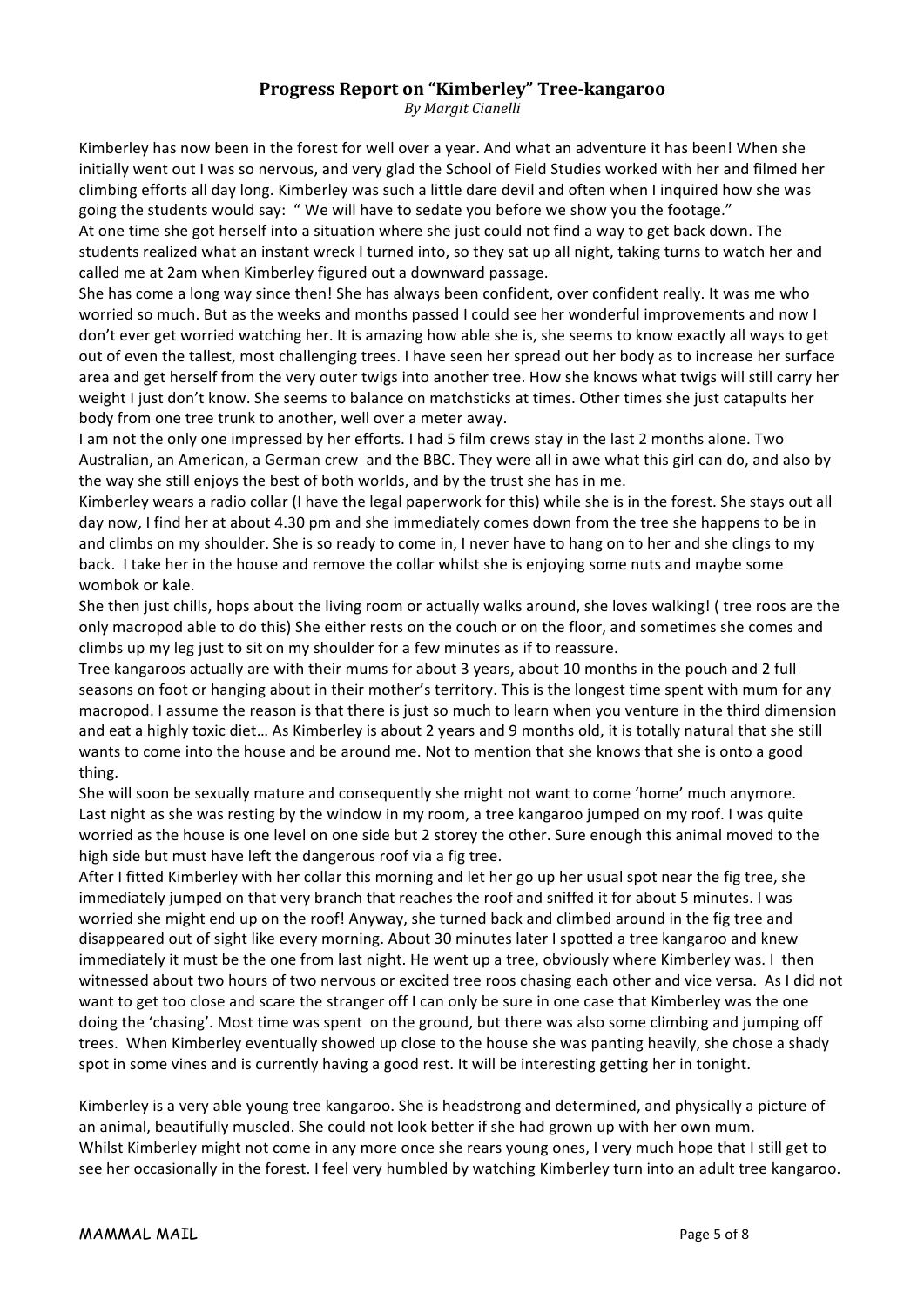## Progress Report on "Kimberley" Tree-kangaroo

*By Margit Cianelli*

Kimberley has now been in the forest for well over a year. And what an adventure it has been! When she initially went out I was so nervous, and very glad the School of Field Studies worked with her and filmed her climbing efforts all day long. Kimberley was such a little dare devil and often when I inquired how she was going the students would say: " We will have to sedate you before we show you the footage."

At one time she got herself into a situation where she just could not find a way to get back down. The students realized what an instant wreck I turned into, so they sat up all night, taking turns to watch her and called me at 2am when Kimberley figured out a downward passage.

She has come a long way since then! She has always been confident, over confident really. It was me who worried so much. But as the weeks and months passed I could see her wonderful improvements and now I don't ever get worried watching her. It is amazing how able she is, she seems to know exactly all ways to get out of even the tallest, most challenging trees. I have seen her spread out her body as to increase her surface area and get herself from the very outer twigs into another tree. How she knows what twigs will still carry her weight I just don't know. She seems to balance on matchsticks at times. Other times she just catapults her body from one tree trunk to another, well over a meter away.

I am not the only one impressed by her efforts. I had 5 film crews stay in the last 2 months alone. Two Australian, an American, a German crew and the BBC. They were all in awe what this girl can do, and also by the way she still enjoys the best of both worlds, and by the trust she has in me.

Kimberley wears a radio collar (I have the legal paperwork for this) while she is in the forest. She stays out all day now, I find her at about 4.30 pm and she immediately comes down from the tree she happens to be in and climbs on my shoulder. She is so ready to come in, I never have to hang on to her and she clings to my back. I take her in the house and remove the collar whilst she is enjoying some nuts and maybe some wombok or kale.

She then just chills, hops about the living room or actually walks around, she loves walking! ( tree roos are the only macropod able to do this) She either rests on the couch or on the floor, and sometimes she comes and climbs up my leg just to sit on my shoulder for a few minutes as if to reassure.

Tree kangaroos actually are with their mums for about 3 years, about 10 months in the pouch and 2 full seasons on foot or hanging about in their mother's territory. This is the longest time spent with mum for any macropod. I assume the reason is that there is just so much to learn when you venture in the third dimension and eat a highly toxic diet… As Kimberley is about 2 years and 9 months old, it is totally natural that she still wants to come into the house and be around me. Not to mention that she knows that she is onto a good thing.

She will soon be sexually mature and consequently she might not want to come 'home' much anymore.

Last night as she was resting by the window in my room, a tree kangaroo jumped on my roof. I was quite worried as the house is one level on one side but 2 storey the other. Sure enough this animal moved to the high side but must have left the dangerous roof via a fig tree.

After I fitted Kimberley with her collar this morning and let her go up her usual spot near the fig tree, she immediately jumped on that very branch that reaches the roof and sniffed it for about 5 minutes. I was worried she might end up on the roof! Anyway, she turned back and climbed around in the fig tree and disappeared out of sight like every morning. About 30 minutes later I spotted a tree kangaroo and knew immediately it must be the one from last night. He went up a tree, obviously where Kimberley was. I then witnessed about two hours of two nervous or excited tree roos chasing each other and vice versa. As I did not want to get too close and scare the stranger off I can only be sure in one case that Kimberley was the one doing the 'chasing'. Most time was spent on the ground, but there was also some climbing and jumping off trees. When Kimberley eventually showed up close to the house she was panting heavily, she chose a shady spot in some vines and is currently having a good rest. It will be interesting getting her in tonight.

Kimberley is a very able young tree kangaroo. She is headstrong and determined, and physically a picture of an animal, beautifully muscled. She could not look better if she had grown up with her own mum.

Whilst Kimberley might not come in any more once she rears young ones, I very much hope that I still get to see her occasionally in the forest. I feel very humbled by watching Kimberley turn into an adult tree kangaroo.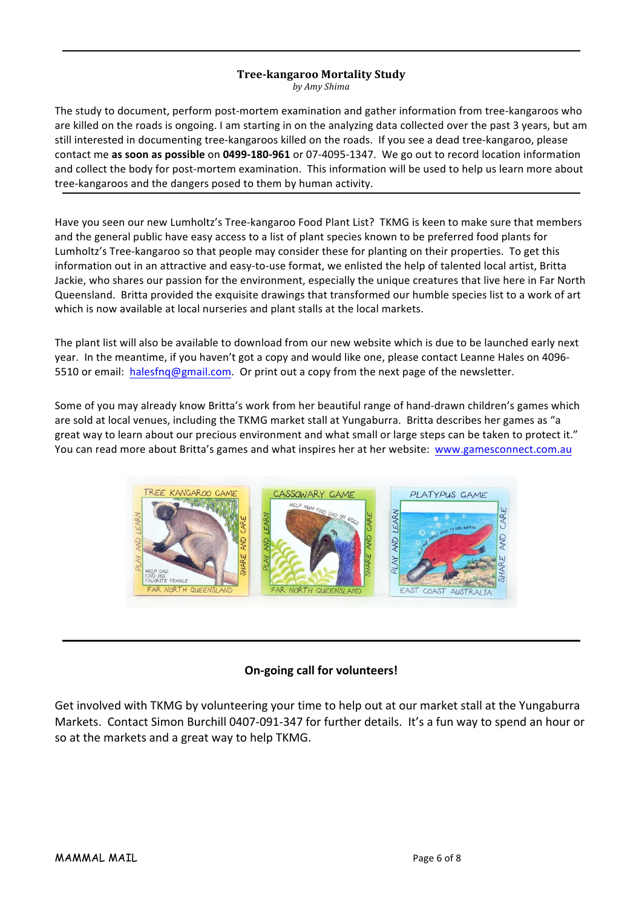### Tree-kangaroo Mortality Study

*by Amy Shima*

The study to document, perform post-mortem examination and gather information from tree-kangaroos who are killed on the roads is ongoing. I am starting in on the analyzing data collected over the past 3 years, but am still interested in documenting tree-kangaroos killed on the roads. If you see a dead tree-kangaroo, please contact me **as soon as possible** on **0499-180-961** or 07-4095-1347. We go out to record location information and collect the body for post-mortem examination. This information will be used to help us learn more about tree-kangaroos and the dangers posed to them by human activity.

---

Have you seen our new Lumholtz's Tree-kangaroo Food Plant List? TKMG is keen to make sure that members and the general public have easy access to a list of plant species known to be preferred food plants for Lumholtz's Tree-kangaroo so that people may consider these for planting on their properties. To get this information out in an attractive and easy-to-use format, we enlisted the help of talented local artist, Britta Jackie, who shares our passion for the environment, especially the unique creatures that live here in Far North Queensland. Britta provided the exquisite drawings that transformed our humble species list to a work of art which is now available at local nurseries and plant stalls at the local markets.

The plant list will also be available to download from our new website which is due to be launched early next year. In the meantime, if you haven't got a copy and would like one, please contact Leanne Hales on 4096-5510 or email: halesfnq@gmail.com. Or print out a copy from the next page of the newsletter.

Some of you may already know Britta's work from her beautiful range of hand-drawn children's games which are sold at local venues, including the TKMG market stall at Yungaburra. Britta describes her games as "a great way to learn about our precious environment and what small or large steps can be taken to protect it." You can read more about Britta's games and what inspires her at her website: www.gamesconnect.com.au

---

**On-going call for volunteers!**

Get involved with TKMG by volunteering your time to help out at our market stall at the Yungaburra Markets. Contact Simon Burchill 0407-091-347 for further details. It's a fun way to spend an hour or so at the markets and a great way to help TKMG.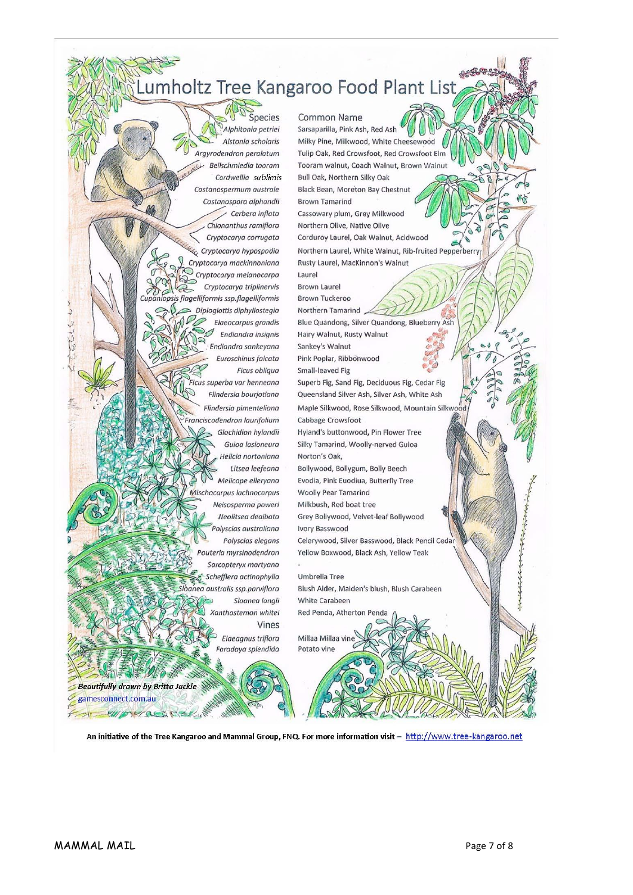# Lumholtz Tree Kangaroo Food Plant List

| Species | Common Name |
|---|---|
| *Alphitonia petriei* | Sarsaparilla, Pink Ash, Red Ash |
| *Alstonia scholaris* | Milky Pine, Milkwood, White Cheesewood |
| *Argyrodendron peralatum* | Tulip Oak, Red Crowsfoot, Red Crowsfoot Elm |
| *Beilschmiedia tooram* | Tooram walnut, Coach Walnut, Brown Walnut |
| *Cardwellia sublimis* | Bull Oak, Northern Silky Oak |
| *Castanospermum australe* | Black Bean, Moreton Bay Chestnut |
| *Castanospora alphandii* | Brown Tamarind |
| *Cerbera inflata* | Cassowary plum, Grey Milkwood |
| *Chionanthus ramiflora* | Northern Olive, Native Olive |
| *Cryptocarya corrugata* | Corduroy Laurel, Oak Walnut, Acidwood |
| *Cryptocarya hypospodia* | Northern Laurel, White Walnut, Rib-fruited Pepperberry |
| *Cryptocarya mackinnoniana* | Rusty Laurel, MacKinnon's Walnut |
| *Cryptocarya melanocarpa* | Laurel |
| *Cryptocarya triplinervis* | Brown Laurel |
| *Cupaniopsis flagelliformis ssp.flagelliformis* | Brown Tuckeroo |
| *Diploglottis diphyllostegia* | Northern Tamarind |
| *Elaeocarpus grandis* | Blue Quandong, Silver Quandong, Blueberry Ash |
| *Endiandra insignis* | Hairy Walnut, Rusty Walnut |
| *Endiandra sankeyana* | Sankey's Walnut |
| *Euroschinus falcata* | Pink Poplar, Ribbonwood |
| *Ficus obliqua* | Small-leaved Fig |
| *Ficus superba var henneana* | Superb Fig, Sand Fig, Deciduous Fig, Cedar Fig |
| *Flindersia bourjotiana* | Queensland Silver Ash, Silver Ash, White Ash |
| *Flindersia pimenteliana* | Maple Silkwood, Rose Silkwood, Mountain Silkwood |
| *Franciscodendron laurifolium* | Cabbage Crowsfoot |
| *Glochidion hylandii* | Hyland's buttonwood, Pin Flower Tree |
| *Guioa lasioneura* | Silky Tamarind, Woolly-nerved Guioa |
| *Helicia nortoniana* | Norton's Oak, |
| *Litsea leefeana* | Bollywood, Bollygum, Bolly Beech |
| *Melicope elleryana* | Evodia, Pink Euodiua, Butterfly Tree |
| *Mischocarpus lachnocarpus* | Woolly Pear Tamarind |
| *Neisosperma poweri* | Milkbush, Red boat tree |
| *Neolitsea dealbata* | Grey Bollywood, Velvet-leaf Bollywood |
| *Polyscias australiana* | Ivory Basswood |
| *Polyscias elegans* | Celerywood, Silver Basswood, Black Pencil Cedar |
| *Pouteria myrsinodendron* | Yellow Boxwood, Black Ash, Yellow Teak |
| *Sarcopteryx martyana* | - |
| *Schefflera actinophylla* | Umbrella Tree |
| *Sloanea australis ssp.parviflora* | Blush Alder, Maiden's blush, Blush Carabeen |
| *Sloanea langii* | White Carabeen |
| *Xanthostemon whitei* | Red Penda, Atherton Penda |
| **Vines** | |
| *Elaeagnus triflora* | Millaa Millaa vine |
| *Faradaya splendida* | Potato vine |

***Beautifully drawn by Britta Jackle***
gamesconnect.com.au

**An initiative of the Tree Kangaroo and Mammal Group, FNQ. For more information visit –** http://www.tree-kangaroo.net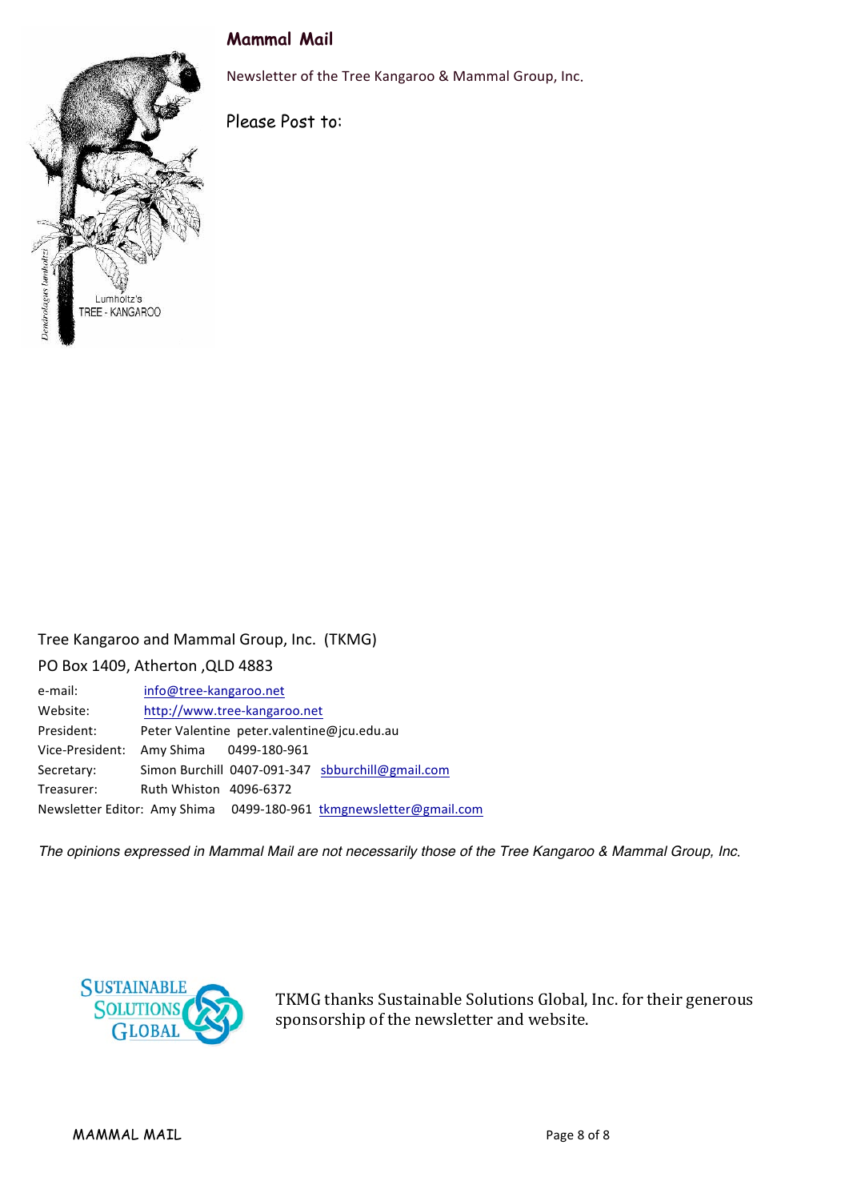## Mammal Mail

Newsletter of the Tree Kangaroo & Mammal Group, Inc.

Please Post to:

Tree Kangaroo and Mammal Group, Inc. (TKMG)

PO Box 1409, Atherton ,QLD 4883

| | | | |
|---|---|---|---|
| e-mail: | info@tree-kangaroo.net | | |
| Website: | http://www.tree-kangaroo.net | | |
| President: | Peter Valentine | peter.valentine@jcu.edu.au | |
| Vice-President: | Amy Shima | 0499-180-961 | |
| Secretary: | Simon Burchill | 0407-091-347 | sbburchill@gmail.com |
| Treasurer: | Ruth Whiston | 4096-6372 | |
| Newsletter Editor: | Amy Shima | 0499-180-961 | tkmgnewsletter@gmail.com |

*The opinions expressed in Mammal Mail are not necessarily those of the Tree Kangaroo & Mammal Group, Inc.*

TKMG thanks Sustainable Solutions Global, Inc. for their generous sponsorship of the newsletter and website.